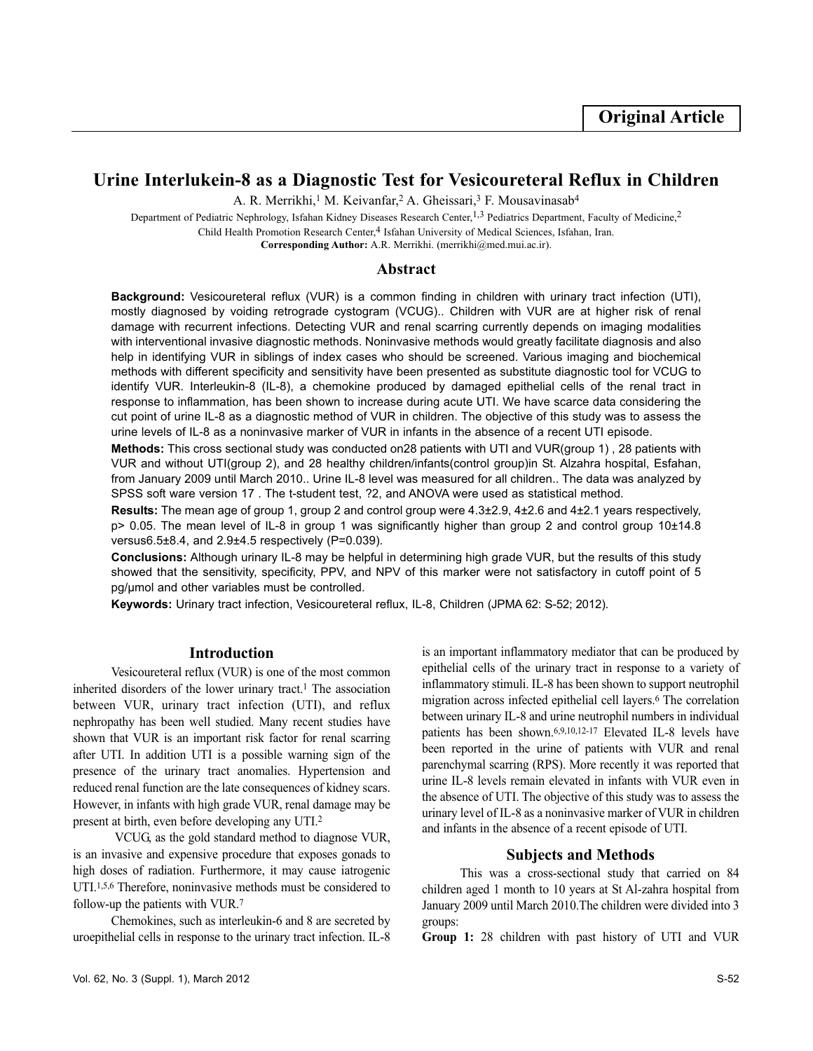Original Article

# Urine Interlukein-8 as a Diagnostic Test for Vesicoureteral Reflux in Children

A. R. Merrikhi,[1] M. Keivanfar,[2] A. Gheissari,[3] F. Mousavinasab[4]

Department of Pediatric Nephrology, Isfahan Kidney Diseases Research Center,[1,3] Pediatrics Department, Faculty of Medicine,[2] Child Health Promotion Research Center,[4] Isfahan University of Medical Sciences, Isfahan, Iran.

**Corresponding Author:** A.R. Merrikhi. (merrikhi@med.mui.ac.ir).

## Abstract

**Background:** Vesicoureteral reflux (VUR) is a common finding in children with urinary tract infection (UTI), mostly diagnosed by voiding retrograde cystogram (VCUG).. Children with VUR are at higher risk of renal damage with recurrent infections. Detecting VUR and renal scarring currently depends on imaging modalities with interventional invasive diagnostic methods. Noninvasive methods would greatly facilitate diagnosis and also help in identifying VUR in siblings of index cases who should be screened. Various imaging and biochemical methods with different specificity and sensitivity have been presented as substitute diagnostic tool for VCUG to identify VUR. Interleukin-8 (IL-8), a chemokine produced by damaged epithelial cells of the renal tract in response to inflammation, has been shown to increase during acute UTI. We have scarce data considering the cut point of urine IL-8 as a diagnostic method of VUR in children. The objective of this study was to assess the urine levels of IL-8 as a noninvasive marker of VUR in infants in the absence of a recent UTI episode.

**Methods:** This cross sectional study was conducted on28 patients with UTI and VUR(group 1) , 28 patients with VUR and without UTI(group 2), and 28 healthy children/infants(control group)in St. Alzahra hospital, Esfahan, from January 2009 until March 2010.. Urine IL-8 level was measured for all children.. The data was analyzed by SPSS soft ware version 17 . The t-student test, ?2, and ANOVA were used as statistical method.

**Results:** The mean age of group 1, group 2 and control group were 4.3±2.9, 4±2.6 and 4±2.1 years respectively, p> 0.05. The mean level of IL-8 in group 1 was significantly higher than group 2 and control group 10±14.8 versus6.5±8.4, and 2.9±4.5 respectively (P=0.039).

**Conclusions:** Although urinary IL-8 may be helpful in determining high grade VUR, but the results of this study showed that the sensitivity, specificity, PPV, and NPV of this marker were not satisfactory in cutoff point of 5 pg/µmol and other variables must be controlled.

**Keywords:** Urinary tract infection, Vesicoureteral reflux, IL-8, Children (JPMA 62: S-52; 2012).

## Introduction

Vesicoureteral reflux (VUR) is one of the most common inherited disorders of the lower urinary tract.[1] The association between VUR, urinary tract infection (UTI), and reflux nephropathy has been well studied. Many recent studies have shown that VUR is an important risk factor for renal scarring after UTI. In addition UTI is a possible warning sign of the presence of the urinary tract anomalies. Hypertension and reduced renal function are the late consequences of kidney scars. However, in infants with high grade VUR, renal damage may be present at birth, even before developing any UTI.[2]

VCUG, as the gold standard method to diagnose VUR, is an invasive and expensive procedure that exposes gonads to high doses of radiation. Furthermore, it may cause iatrogenic UTI.[1,5,6] Therefore, noninvasive methods must be considered to follow-up the patients with VUR.[7]

Chemokines, such as interleukin-6 and 8 are secreted by uroepithelial cells in response to the urinary tract infection. IL-8 is an important inflammatory mediator that can be produced by epithelial cells of the urinary tract in response to a variety of inflammatory stimuli. IL-8 has been shown to support neutrophil migration across infected epithelial cell layers.[6] The correlation between urinary IL-8 and urine neutrophil numbers in individual patients has been shown.[6,9,10,12-17] Elevated IL-8 levels have been reported in the urine of patients with VUR and renal parenchymal scarring (RPS). More recently it was reported that urine IL-8 levels remain elevated in infants with VUR even in the absence of UTI. The objective of this study was to assess the urinary level of IL-8 as a noninvasive marker of VUR in children and infants in the absence of a recent episode of UTI.

## Subjects and Methods

This was a cross-sectional study that carried on 84 children aged 1 month to 10 years at St Al-zahra hospital from January 2009 until March 2010.The children were divided into 3 groups:

**Group 1:** 28 children with past history of UTI and VUR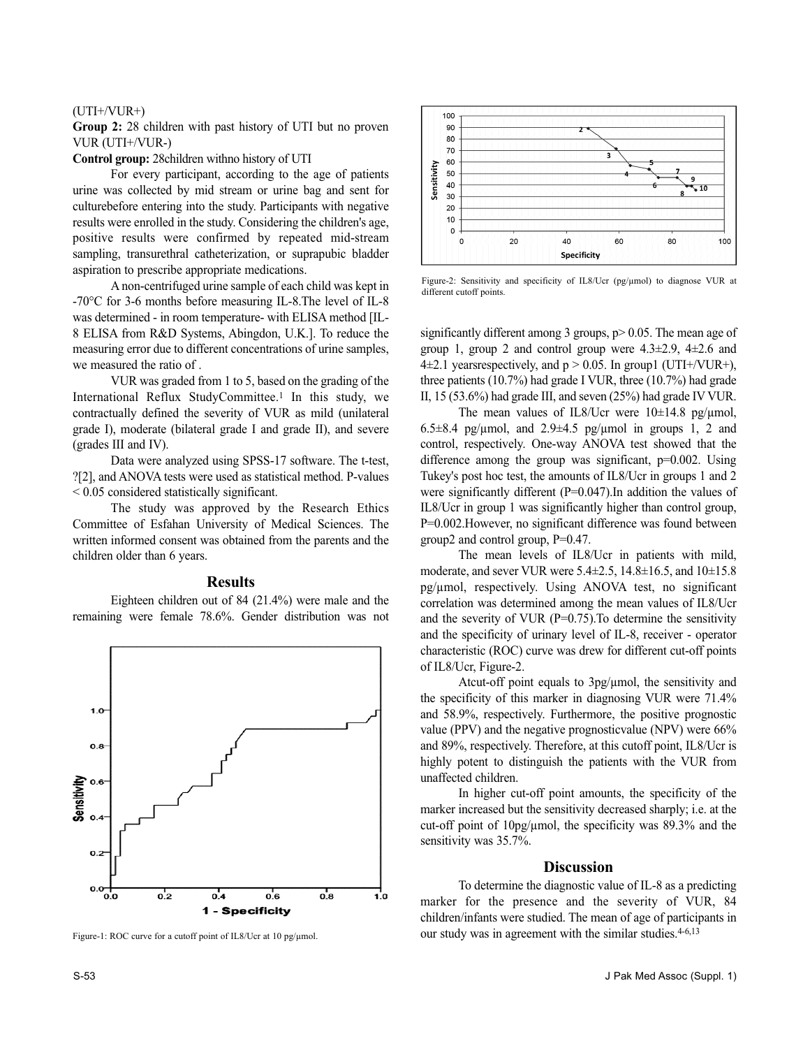(UTI+/VUR+)

**Group 2:** 28 children with past history of UTI but no proven VUR (UTI+/VUR-)

**Control group:** 28children withno history of UTI

For every participant, according to the age of patients urine was collected by mid stream or urine bag and sent for culturebefore entering into the study. Participants with negative results were enrolled in the study. Considering the children's age, positive results were confirmed by repeated mid-stream sampling, transurethral catheterization, or suprapubic bladder aspiration to prescribe appropriate medications.

A non-centrifuged urine sample of each child was kept in -70°C for 3-6 months before measuring IL-8.The level of IL-8 was determined - in room temperature- with ELISA method [IL-8 ELISA from R&D Systems, Abingdon, U.K.]. To reduce the measuring error due to different concentrations of urine samples, we measured the ratio of .

VUR was graded from 1 to 5, based on the grading of the International Reflux StudyCommittee.[1] In this study, we contractually defined the severity of VUR as mild (unilateral grade I), moderate (bilateral grade I and grade II), and severe (grades III and IV).

Data were analyzed using SPSS-17 software. The t-test, ?[2], and ANOVA tests were used as statistical method. P-values < 0.05 considered statistically significant.

The study was approved by the Research Ethics Committee of Esfahan University of Medical Sciences. The written informed consent was obtained from the parents and the children older than 6 years.

## Results

Eighteen children out of 84 (21.4%) were male and the remaining were female 78.6%. Gender distribution was not significantly different among 3 groups, p> 0.05. The mean age of group 1, group 2 and control group were 4.3±2.9, 4±2.6 and 4±2.1 yearsrespectively, and p > 0.05. In group1 (UTI+/VUR+), three patients (10.7%) had grade I VUR, three (10.7%) had grade II, 15 (53.6%) had grade III, and seven (25%) had grade IV VUR.

Figure-1: ROC curve for a cutoff point of IL8/Ucr at 10 pg/µmol.

Figure-2: Sensitivity and specificity of IL8/Ucr (pg/µmol) to diagnose VUR at different cutoff points.

The mean values of IL8/Ucr were 10±14.8 pg/µmol, 6.5±8.4 pg/µmol, and 2.9±4.5 pg/µmol in groups 1, 2 and control, respectively. One-way ANOVA test showed that the difference among the group was significant, p=0.002. Using Tukey's post hoc test, the amounts of IL8/Ucr in groups 1 and 2 were significantly different (P=0.047).In addition the values of IL8/Ucr in group 1 was significantly higher than control group, P=0.002.However, no significant difference was found between group2 and control group, P=0.47.

The mean levels of IL8/Ucr in patients with mild, moderate, and sever VUR were 5.4±2.5, 14.8±16.5, and 10±15.8 pg/µmol, respectively. Using ANOVA test, no significant correlation was determined among the mean values of IL8/Ucr and the severity of VUR (P=0.75).To determine the sensitivity and the specificity of urinary level of IL-8, receiver - operator characteristic (ROC) curve was drew for different cut-off points of IL8/Ucr, Figure-2.

Atcut-off point equals to 3pg/µmol, the sensitivity and the specificity of this marker in diagnosing VUR were 71.4% and 58.9%, respectively. Furthermore, the positive prognostic value (PPV) and the negative prognosticvalue (NPV) were 66% and 89%, respectively. Therefore, at this cutoff point, IL8/Ucr is highly potent to distinguish the patients with the VUR from unaffected children.

In higher cut-off point amounts, the specificity of the marker increased but the sensitivity decreased sharply; i.e. at the cut-off point of 10pg/µmol, the specificity was 89.3% and the sensitivity was 35.7%.

## Discussion

To determine the diagnostic value of IL-8 as a predicting marker for the presence and the severity of VUR, 84 children/infants were studied. The mean of age of participants in our study was in agreement with the similar studies.[4-6,13]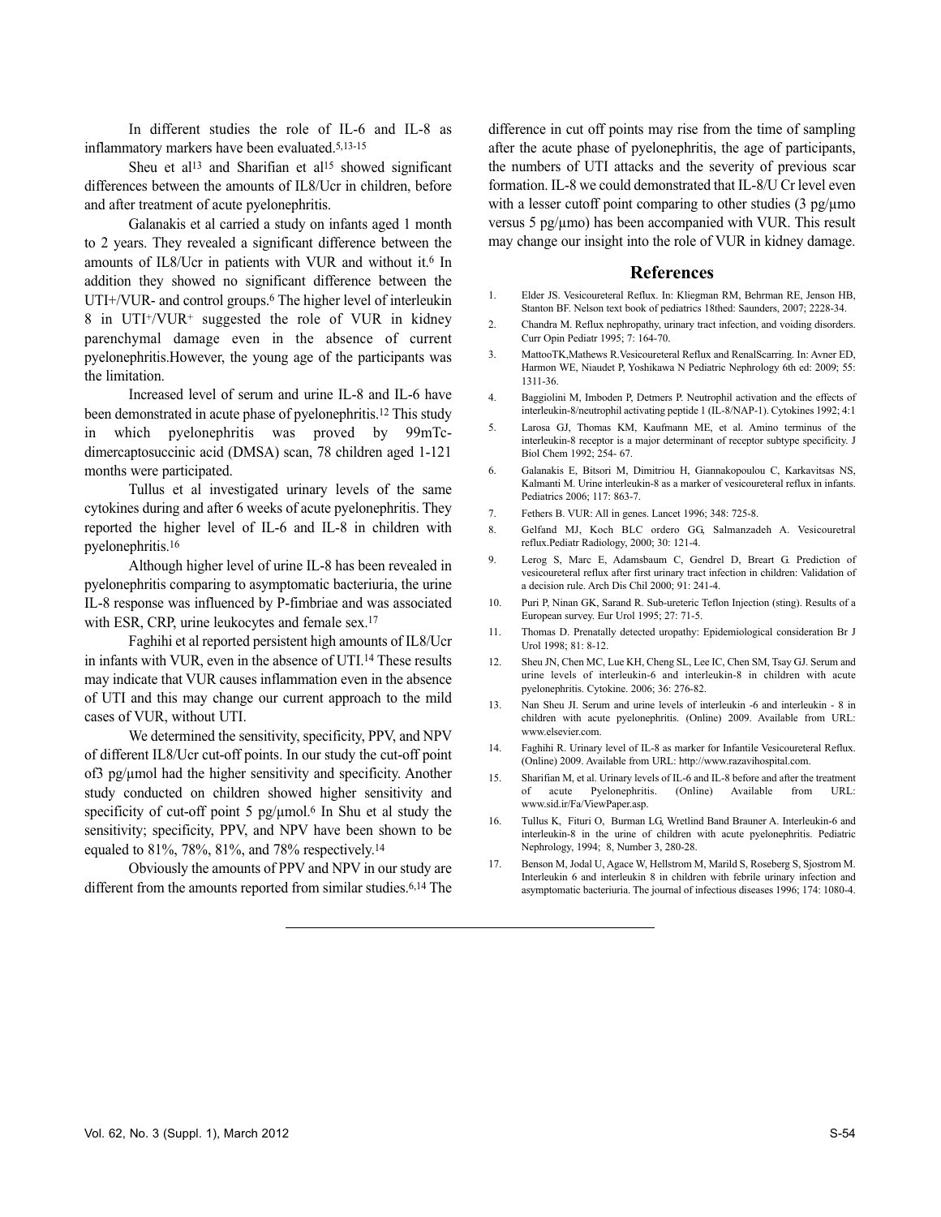In different studies the role of IL-6 and IL-8 as inflammatory markers have been evaluated.[5,13-15]

Sheu et al[13] and Sharifian et al[15] showed significant differences between the amounts of IL8/Ucr in children, before and after treatment of acute pyelonephritis.

Galanakis et al carried a study on infants aged 1 month to 2 years. They revealed a significant difference between the amounts of IL8/Ucr in patients with VUR and without it.[6] In addition they showed no significant difference between the UTI+/VUR- and control groups.[6] The higher level of interleukin 8 in UTI+/VUR+ suggested the role of VUR in kidney parenchymal damage even in the absence of current pyelonephritis.However, the young age of the participants was the limitation.

Increased level of serum and urine IL-8 and IL-6 have been demonstrated in acute phase of pyelonephritis.[12] This study in which pyelonephritis was proved by 99mTc-dimercaptosuccinic acid (DMSA) scan, 78 children aged 1-121 months were participated.

Tullus et al investigated urinary levels of the same cytokines during and after 6 weeks of acute pyelonephritis. They reported the higher level of IL-6 and IL-8 in children with pyelonephritis.[16]

Although higher level of urine IL-8 has been revealed in pyelonephritis comparing to asymptomatic bacteriuria, the urine IL-8 response was influenced by P-fimbriae and was associated with ESR, CRP, urine leukocytes and female sex.[17]

Faghihi et al reported persistent high amounts of IL8/Ucr in infants with VUR, even in the absence of UTI.[14] These results may indicate that VUR causes inflammation even in the absence of UTI and this may change our current approach to the mild cases of VUR, without UTI.

We determined the sensitivity, specificity, PPV, and NPV of different IL8/Ucr cut-off points. In our study the cut-off point of3 pg/µmol had the higher sensitivity and specificity. Another study conducted on children showed higher sensitivity and specificity of cut-off point 5 pg/µmol.[6] In Shu et al study the sensitivity; specificity, PPV, and NPV have been shown to be equaled to 81%, 78%, 81%, and 78% respectively.[14]

Obviously the amounts of PPV and NPV in our study are different from the amounts reported from similar studies.[6,14] The difference in cut off points may rise from the time of sampling after the acute phase of pyelonephritis, the age of participants, the numbers of UTI attacks and the severity of previous scar formation. IL-8 we could demonstrated that IL-8/U Cr level even with a lesser cutoff point comparing to other studies (3 pg/µmo versus 5 pg/µmo) has been accompanied with VUR. This result may change our insight into the role of VUR in kidney damage.

## References

1. Elder JS. Vesicoureteral Reflux. In: Kliegman RM, Behrman RE, Jenson HB, Stanton BF. Nelson text book of pediatrics 18thed: Saunders, 2007; 2228-34.
2. Chandra M. Reflux nephropathy, urinary tract infection, and voiding disorders. Curr Opin Pediatr 1995; 7: 164-70.
3. MattooTK,Mathews R.Vesicoureteral Reflux and RenalScarring. In: Avner ED, Harmon WE, Niaudet P, Yoshikawa N Pediatric Nephrology 6th ed: 2009; 55: 1311-36.
4. Baggiolini M, Imboden P, Detmers P. Neutrophil activation and the effects of interleukin-8/neutrophil activating peptide 1 (IL-8/NAP-1). Cytokines 1992; 4:1
5. Larosa GJ, Thomas KM, Kaufmann ME, et al. Amino terminus of the interleukin-8 receptor is a major determinant of receptor subtype specificity. J Biol Chem 1992; 254- 67.
6. Galanakis E, Bitsori M, Dimitriou H, Giannakopoulou C, Karkavitsas NS, Kalmanti M. Urine interleukin-8 as a marker of vesicoureteral reflux in infants. Pediatrics 2006; 117: 863-7.
7. Fethers B. VUR: All in genes. Lancet 1996; 348: 725-8.
8. Gelfand MJ, Koch BLC ordero GG, Salmanzadeh A. Vesicouretral reflux.Pediatr Radiology, 2000; 30: 121-4.
9. Lerog S, Marc E, Adamsbaum C, Gendrel D, Breart G. Prediction of vesicoureteral reflux after first urinary tract infection in children: Validation of a decision rule. Arch Dis Chil 2000; 91: 241-4.
10. Puri P, Ninan GK, Sarand R. Sub-ureteric Teflon Injection (sting). Results of a European survey. Eur Urol 1995; 27: 71-5.
11. Thomas D. Prenatally detected uropathy: Epidemiological consideration Br J Urol 1998; 81: 8-12.
12. Sheu JN, Chen MC, Lue KH, Cheng SL, Lee IC, Chen SM, Tsay GJ. Serum and urine levels of interleukin-6 and interleukin-8 in children with acute pyelonephritis. Cytokine. 2006; 36: 276-82.
13. Nan Sheu JI. Serum and urine levels of interleukin -6 and interleukin - 8 in children with acute pyelonephritis. (Online) 2009. Available from URL: www.elsevier.com.
14. Faghihi R. Urinary level of IL-8 as marker for Infantile Vesicoureteral Reflux. (Online) 2009. Available from URL: http://www.razavihospital.com.
15. Sharifian M, et al. Urinary levels of IL-6 and IL-8 before and after the treatment of acute Pyelonephritis. (Online) Available from URL: www.sid.ir/Fa/ViewPaper.asp.
16. Tullus K, Fituri O, Burman LG, Wretlind Band Brauner A. Interleukin-6 and interleukin-8 in the urine of children with acute pyelonephritis. Pediatric Nephrology, 1994; 8, Number 3, 280-28.
17. Benson M, Jodal U, Agace W, Hellstrom M, Marild S, Roseberg S, Sjostrom M. Interleukin 6 and interleukin 8 in children with febrile urinary infection and asymptomatic bacteriuria. The journal of infectious diseases 1996; 174: 1080-4.